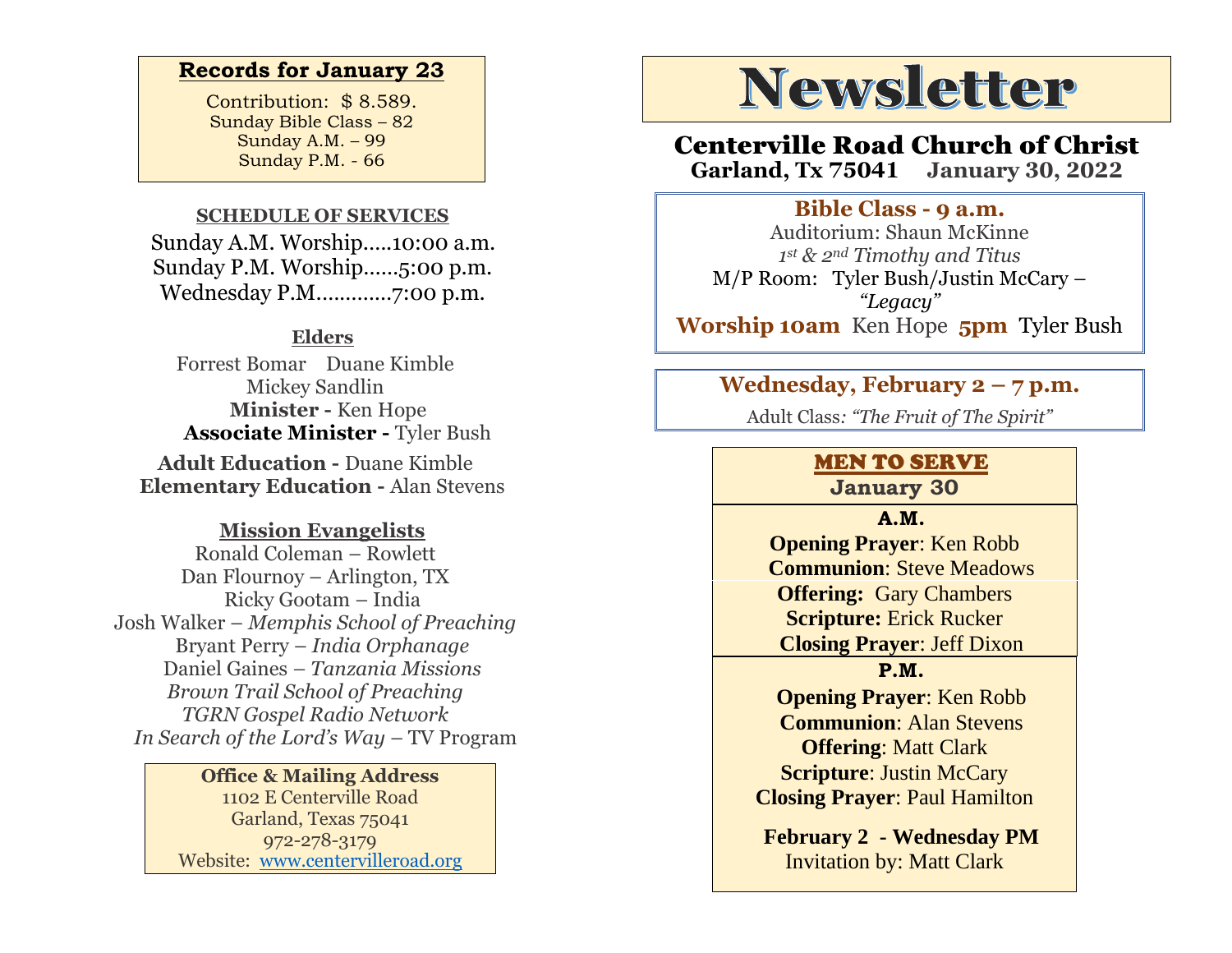**Records for January 23**

Contribution: $ 8.589.
Sunday Bible Class – 82
Sunday A.M. – 99
Sunday P.M. - 66

**SCHEDULE OF SERVICES**

Sunday A.M. Worship.....10:00 a.m.
Sunday P.M. Worship......5:00 p.m.
Wednesday P.M.............7:00 p.m.

**Elders**

Forrest Bomar Duane Kimble
Mickey Sandlin

**Minister -** Ken Hope
**Associate Minister -** Tyler Bush

**Adult Education -** Duane Kimble
**Elementary Education -** Alan Stevens

**Mission Evangelists**

Ronald Coleman – Rowlett
Dan Flournoy – Arlington, TX
Ricky Gootam – India
Josh Walker – *Memphis School of Preaching*
Bryant Perry – *India Orphanage*
Daniel Gaines – *Tanzania Missions*
*Brown Trail School of Preaching*
*TGRN Gospel Radio Network*
*In Search of the Lord's Way* – TV Program

**Office & Mailing Address**
1102 E Centerville Road
Garland, Texas 75041
972-278-3179
Website: www.centervilleroad.org

# Newsletter

## Centerville Road Church of Christ

**Garland, Tx 75041 January 30, 2022**

**Bible Class - 9 a.m.**
Auditorium: Shaun McKinne
*1st & 2nd Timothy and Titus*
M/P Room: Tyler Bush/Justin McCary – *"Legacy"*
**Worship 10am** Ken Hope **5pm** Tyler Bush

**Wednesday, February 2 – 7 p.m.**
Adult Class: *"The Fruit of The Spirit"*

**MEN TO SERVE**
**January 30**

**A.M.**
**Opening Prayer**: Ken Robb
**Communion**: Steve Meadows
**Offering:** Gary Chambers
**Scripture:** Erick Rucker
**Closing Prayer**: Jeff Dixon

**P.M.**
**Opening Prayer**: Ken Robb
**Communion**: Alan Stevens
**Offering**: Matt Clark
**Scripture**: Justin McCary
**Closing Prayer**: Paul Hamilton

**February 2 - Wednesday PM**
Invitation by: Matt Clark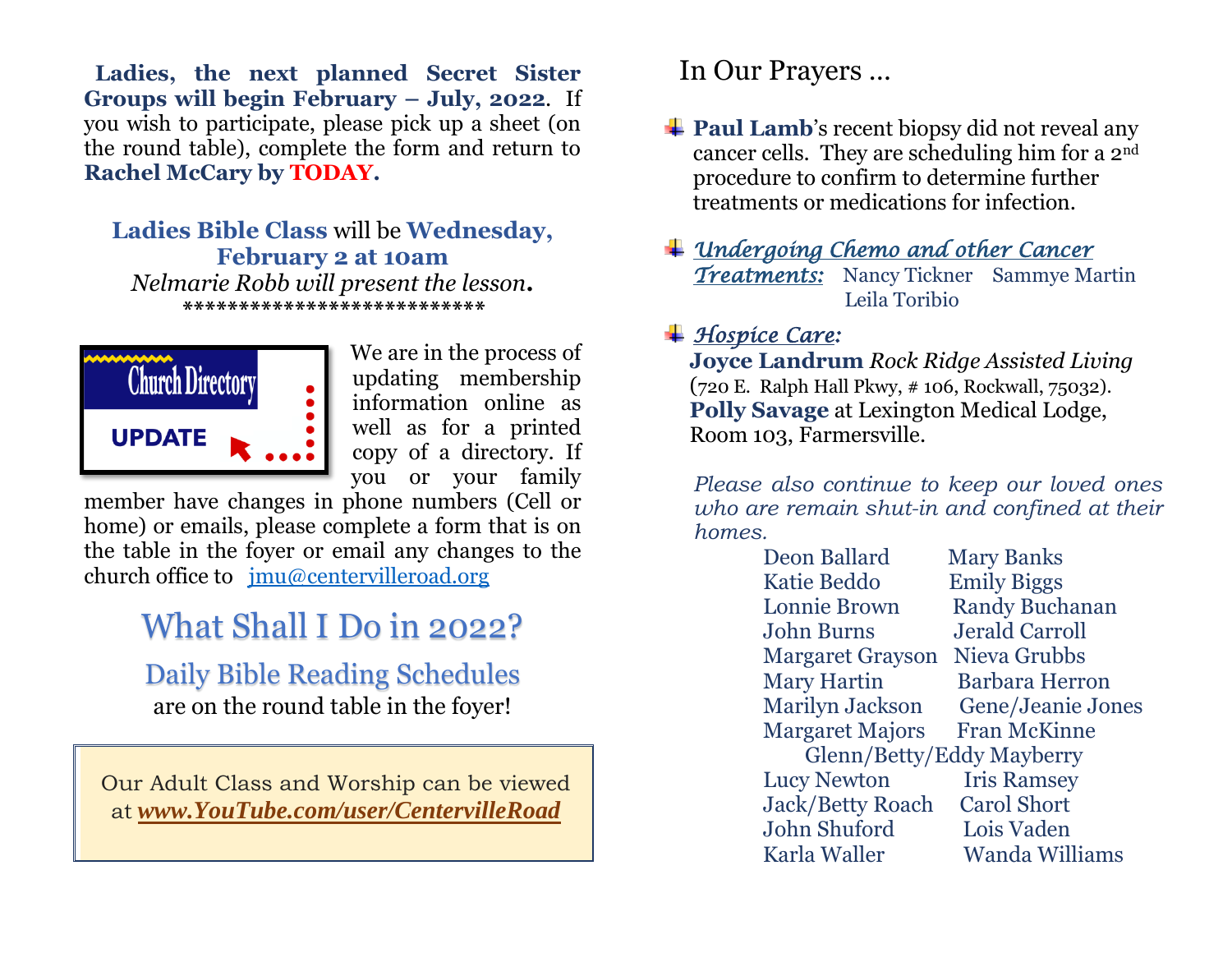**Ladies, the next planned Secret Sister Groups will begin February – July, 2022**. If you wish to participate, please pick up a sheet (on the round table), complete the form and return to **Rachel McCary by TODAY.**

**Ladies Bible Class** will be **Wednesday, February 2 at 10am**

*Nelmarie Robb will present the lesson.*

***************************

Church Directory UPDATE

We are in the process of updating membership information online as well as for a printed copy of a directory. If you or your family member have changes in phone numbers (Cell or home) or emails, please complete a form that is on the table in the foyer or email any changes to the church office to jmu@centervilleroad.org

## What Shall I Do in 2022?

### Daily Bible Reading Schedules

are on the round table in the foyer!

Our Adult Class and Worship can be viewed at ***www.YouTube.com/user/CentervilleRoad***

## In Our Prayers …

- **Paul Lamb**'s recent biopsy did not reveal any cancer cells. They are scheduling him for a 2nd procedure to confirm to determine further treatments or medications for infection.

- ***Undergoing Chemo and other Cancer Treatments:*** Nancy Tickner Sammye Martin Leila Toribio

- ***Hospice Care:***
  **Joyce Landrum** *Rock Ridge Assisted Living* (720 E. Ralph Hall Pkwy, # 106, Rockwall, 75032).
  **Polly Savage** at Lexington Medical Lodge, Room 103, Farmersville.

*Please also continue to keep our loved ones who are remain shut-in and confined at their homes.*

Deon Ballard — Mary Banks
Katie Beddo — Emily Biggs
Lonnie Brown — Randy Buchanan
John Burns — Jerald Carroll
Margaret Grayson — Nieva Grubbs
Mary Hartin — Barbara Herron
Marilyn Jackson — Gene/Jeanie Jones
Margaret Majors — Fran McKinne
Glenn/Betty/Eddy Mayberry
Lucy Newton — Iris Ramsey
Jack/Betty Roach — Carol Short
John Shuford — Lois Vaden
Karla Waller — Wanda Williams